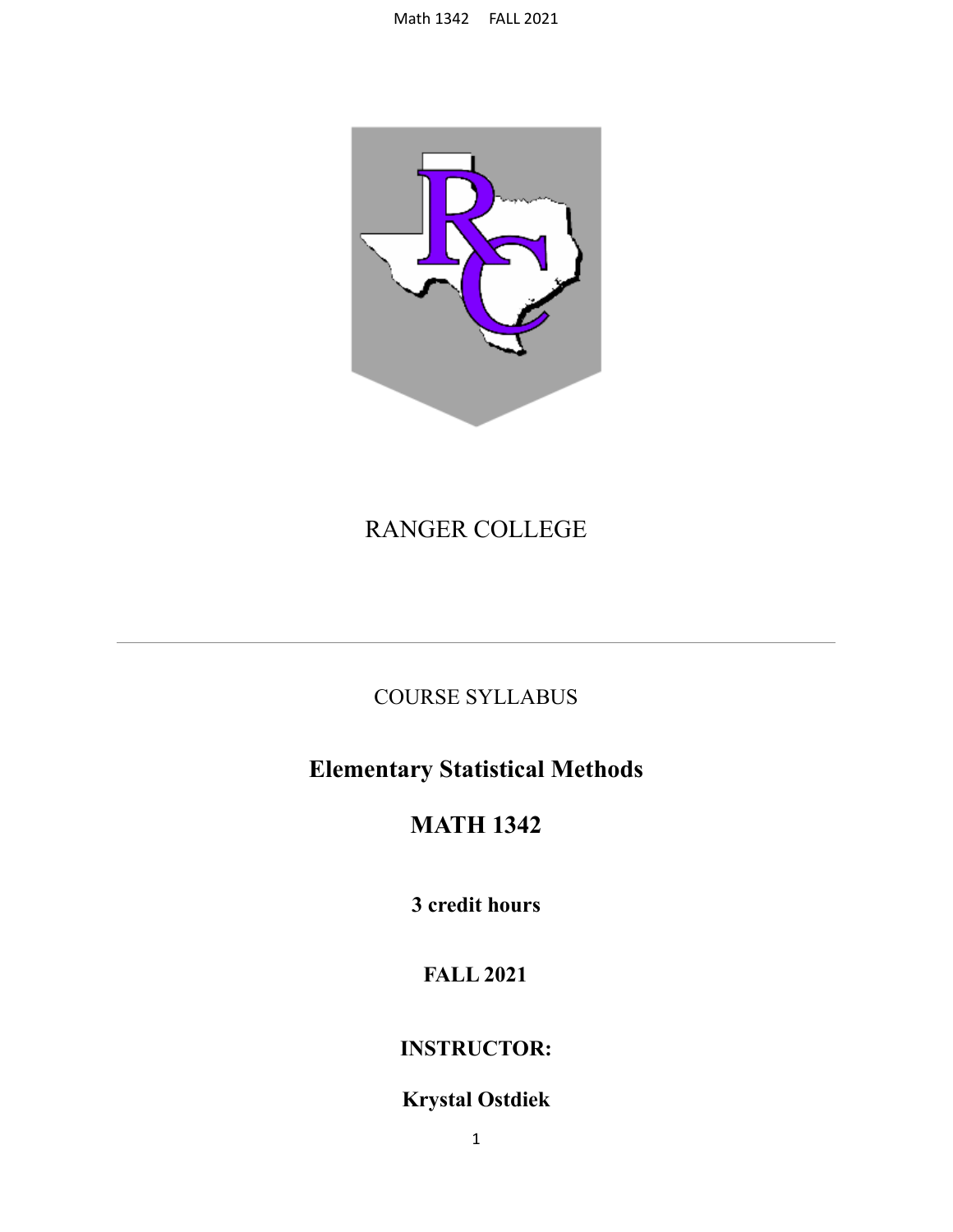RANGER COLLEGE

---

COURSE SYLLABUS

# Elementary Statistical Methods

# MATH 1342

**3 credit hours**

**FALL 2021**

**INSTRUCTOR:**

**Krystal Ostdiek**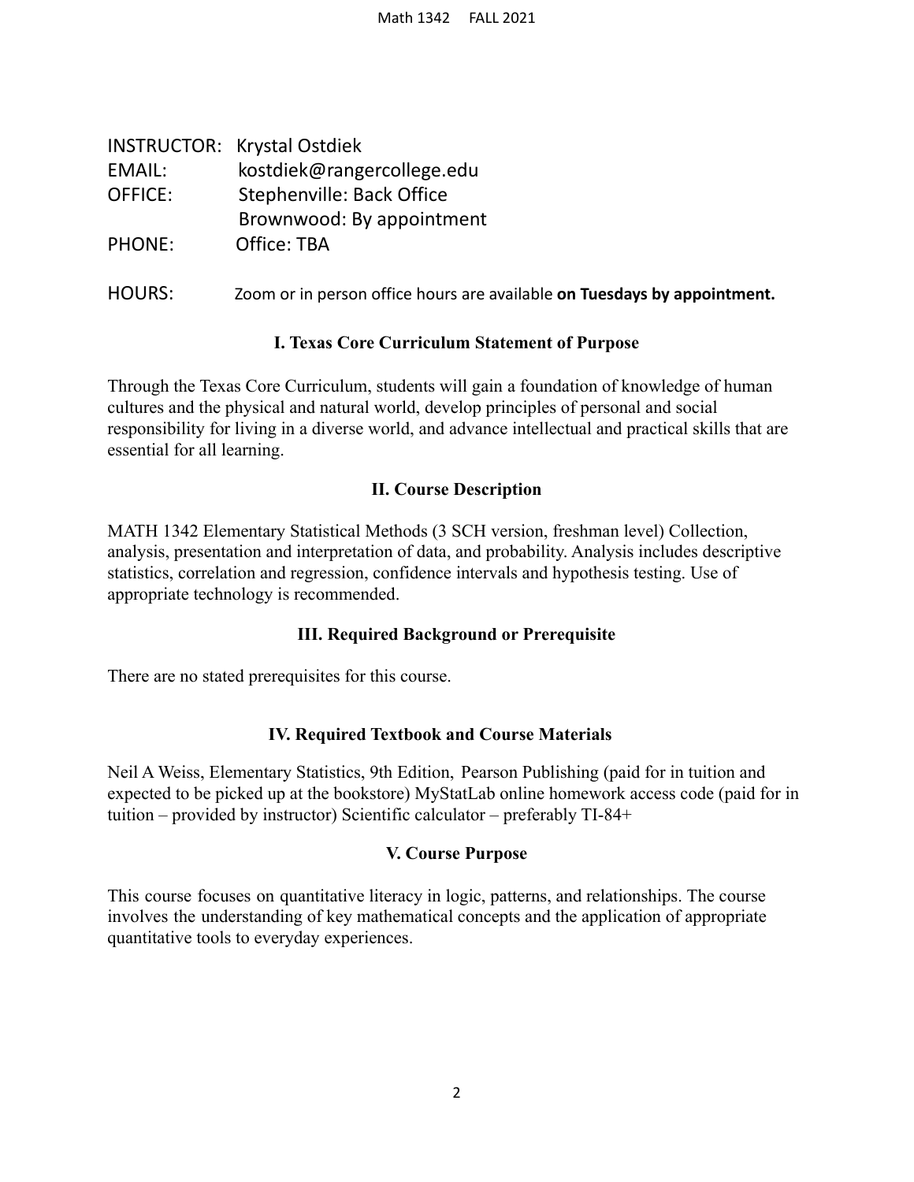INSTRUCTOR: Krystal Ostdiek
EMAIL: kostdiek@rangercollege.edu
OFFICE: Stephenville: Back Office
Brownwood: By appointment
PHONE: Office: TBA

HOURS: Zoom or in person office hours are available **on Tuesdays by appointment.**

## I. Texas Core Curriculum Statement of Purpose

Through the Texas Core Curriculum, students will gain a foundation of knowledge of human cultures and the physical and natural world, develop principles of personal and social responsibility for living in a diverse world, and advance intellectual and practical skills that are essential for all learning.

## II. Course Description

MATH 1342 Elementary Statistical Methods (3 SCH version, freshman level) Collection, analysis, presentation and interpretation of data, and probability. Analysis includes descriptive statistics, correlation and regression, confidence intervals and hypothesis testing. Use of appropriate technology is recommended.

## III. Required Background or Prerequisite

There are no stated prerequisites for this course.

## IV. Required Textbook and Course Materials

Neil A Weiss, Elementary Statistics, 9th Edition, Pearson Publishing (paid for in tuition and expected to be picked up at the bookstore) MyStatLab online homework access code (paid for in tuition – provided by instructor) Scientific calculator – preferably TI-84+

## V. Course Purpose

This course focuses on quantitative literacy in logic, patterns, and relationships. The course involves the understanding of key mathematical concepts and the application of appropriate quantitative tools to everyday experiences.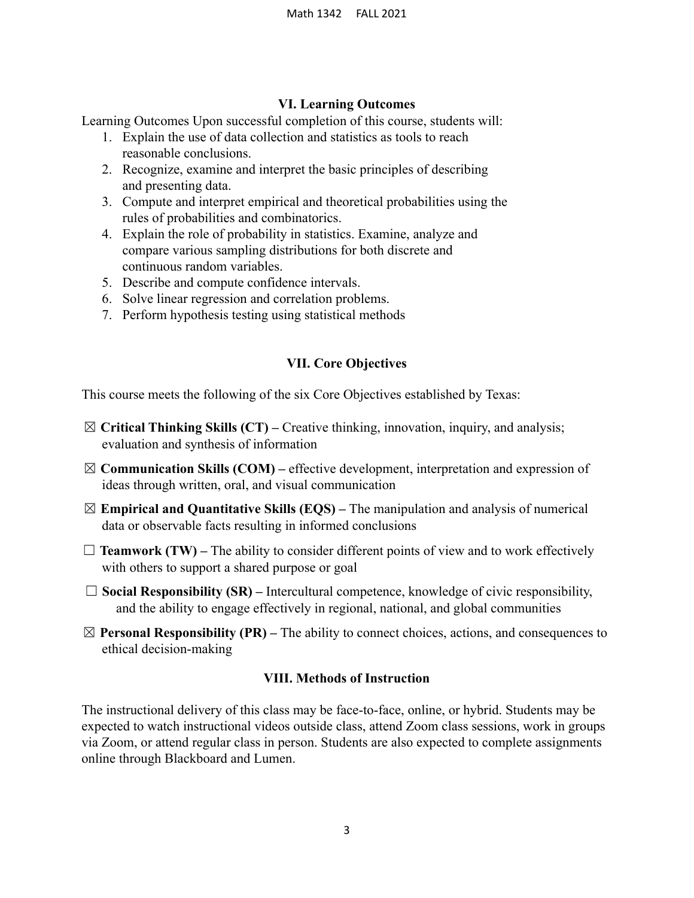### VI. Learning Outcomes

Learning Outcomes Upon successful completion of this course, students will:

1. Explain the use of data collection and statistics as tools to reach reasonable conclusions.
2. Recognize, examine and interpret the basic principles of describing and presenting data.
3. Compute and interpret empirical and theoretical probabilities using the rules of probabilities and combinatorics.
4. Explain the role of probability in statistics. Examine, analyze and compare various sampling distributions for both discrete and continuous random variables.
5. Describe and compute confidence intervals.
6. Solve linear regression and correlation problems.
7. Perform hypothesis testing using statistical methods

### VII. Core Objectives

This course meets the following of the six Core Objectives established by Texas:

☒ **Critical Thinking Skills (CT) –** Creative thinking, innovation, inquiry, and analysis; evaluation and synthesis of information

☒ **Communication Skills (COM) –** effective development, interpretation and expression of ideas through written, oral, and visual communication

☒ **Empirical and Quantitative Skills (EQS) –** The manipulation and analysis of numerical data or observable facts resulting in informed conclusions

☐ **Teamwork (TW) –** The ability to consider different points of view and to work effectively with others to support a shared purpose or goal

☐ **Social Responsibility (SR) –** Intercultural competence, knowledge of civic responsibility, and the ability to engage effectively in regional, national, and global communities

☒ **Personal Responsibility (PR) –** The ability to connect choices, actions, and consequences to ethical decision-making

### VIII. Methods of Instruction

The instructional delivery of this class may be face-to-face, online, or hybrid. Students may be expected to watch instructional videos outside class, attend Zoom class sessions, work in groups via Zoom, or attend regular class in person. Students are also expected to complete assignments online through Blackboard and Lumen.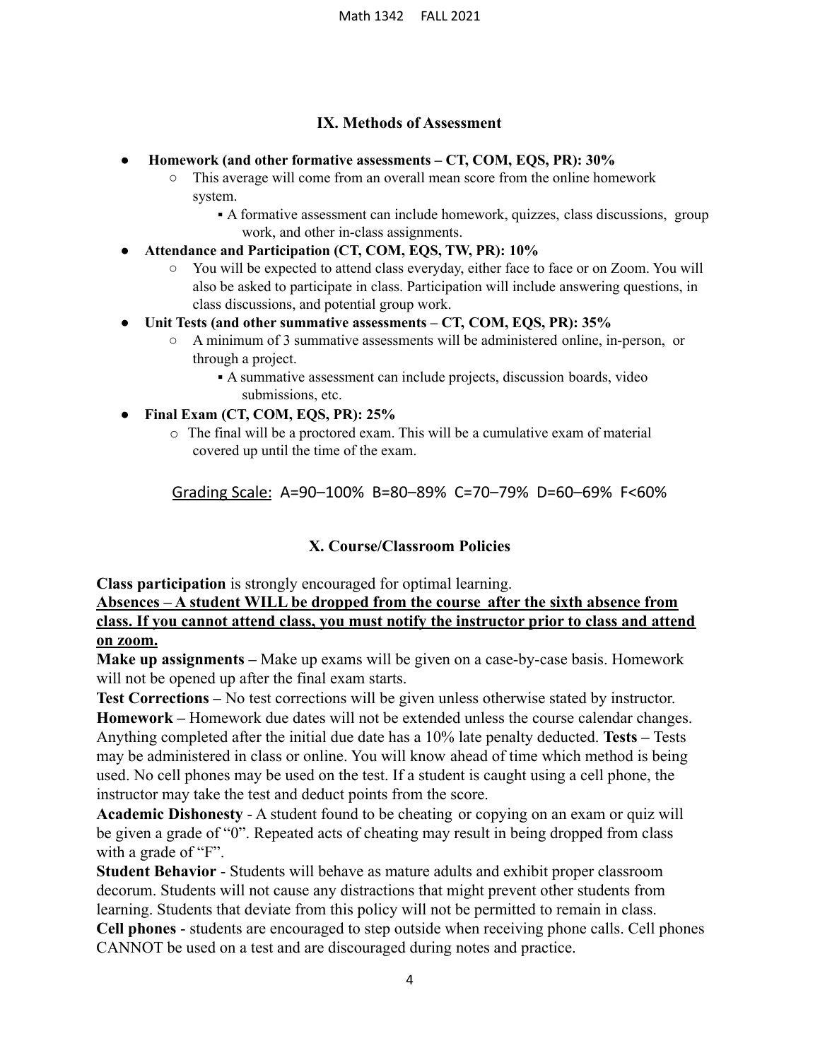### IX. Methods of Assessment

- **Homework (and other formative assessments – CT, COM, EQS, PR): 30%**
  - This average will come from an overall mean score from the online homework system.
    - A formative assessment can include homework, quizzes, class discussions, group work, and other in-class assignments.
- **Attendance and Participation (CT, COM, EQS, TW, PR): 10%**
  - You will be expected to attend class everyday, either face to face or on Zoom. You will also be asked to participate in class. Participation will include answering questions, in class discussions, and potential group work.
- **Unit Tests (and other summative assessments – CT, COM, EQS, PR): 35%**
  - A minimum of 3 summative assessments will be administered online, in-person, or through a project.
    - A summative assessment can include projects, discussion boards, video submissions, etc.
- **Final Exam (CT, COM, EQS, PR): 25%**
  - The final will be a proctored exam. This will be a cumulative exam of material covered up until the time of the exam.

<u>Grading Scale:</u> A=90–100% B=80–89% C=70–79% D=60–69% F<60%

### X. Course/Classroom Policies

**Class participation** is strongly encouraged for optimal learning.

**<u>Absences – A student WILL be dropped from the course after the sixth absence from class. If you cannot attend class, you must notify the instructor prior to class and attend on zoom.</u>**

**Make up assignments –** Make up exams will be given on a case-by-case basis. Homework will not be opened up after the final exam starts.

**Test Corrections –** No test corrections will be given unless otherwise stated by instructor.

**Homework –** Homework due dates will not be extended unless the course calendar changes. Anything completed after the initial due date has a 10% late penalty deducted. **Tests –** Tests may be administered in class or online. You will know ahead of time which method is being used. No cell phones may be used on the test. If a student is caught using a cell phone, the instructor may take the test and deduct points from the score.

**Academic Dishonesty** - A student found to be cheating or copying on an exam or quiz will be given a grade of "0". Repeated acts of cheating may result in being dropped from class with a grade of "F".

**Student Behavior** - Students will behave as mature adults and exhibit proper classroom decorum. Students will not cause any distractions that might prevent other students from learning. Students that deviate from this policy will not be permitted to remain in class.

**Cell phones** - students are encouraged to step outside when receiving phone calls. Cell phones CANNOT be used on a test and are discouraged during notes and practice.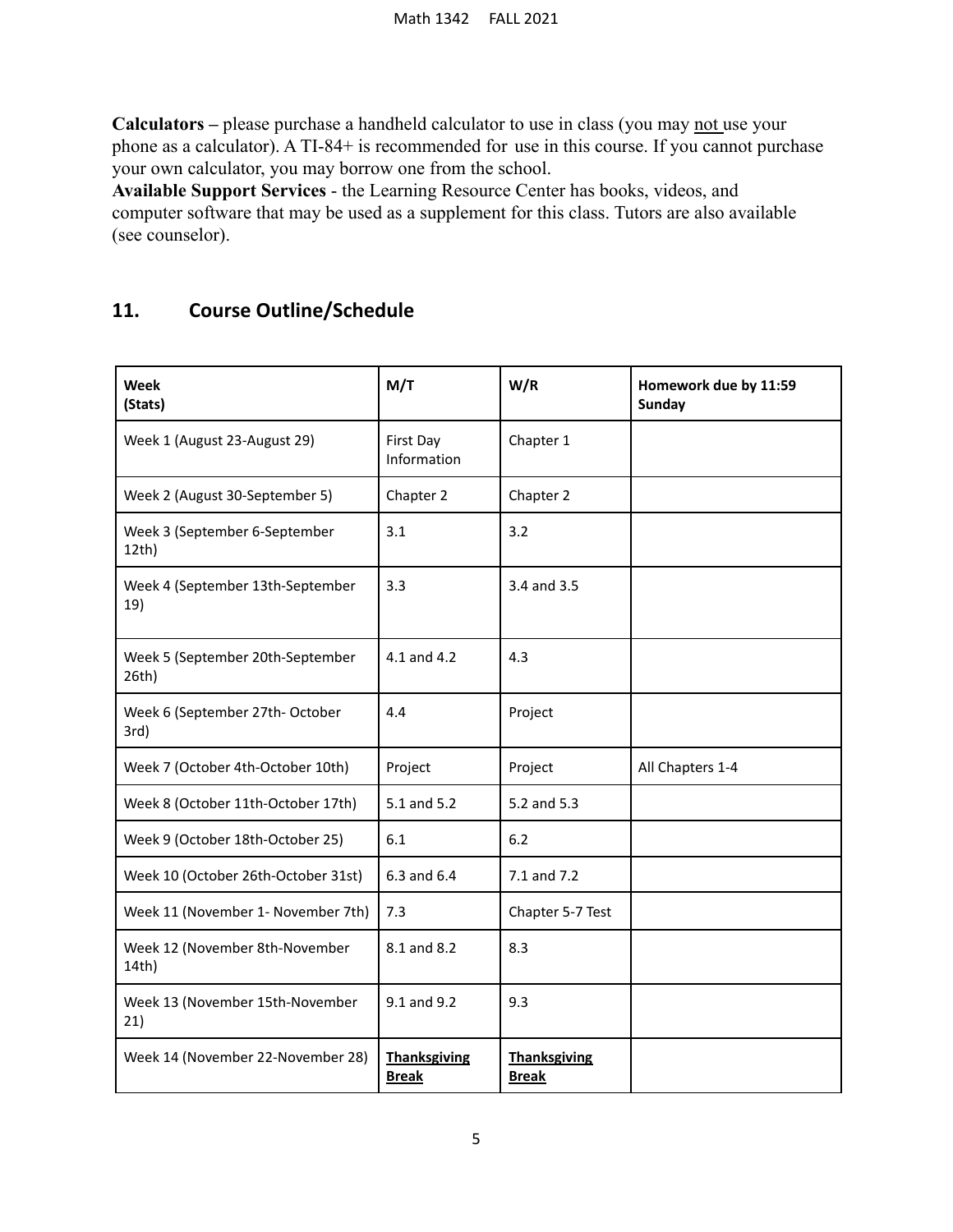**Calculators –** please purchase a handheld calculator to use in class (you may not use your phone as a calculator). A TI-84+ is recommended for use in this course. If you cannot purchase your own calculator, you may borrow one from the school.
**Available Support Services** - the Learning Resource Center has books, videos, and computer software that may be used as a supplement for this class. Tutors are also available (see counselor).

## 11. Course Outline/Schedule

| **Week (Stats)** | **M/T** | **W/R** | **Homework due by 11:59 Sunday** |
|---|---|---|---|
| Week 1 (August 23-August 29) | First Day Information | Chapter 1 | |
| Week 2 (August 30-September 5) | Chapter 2 | Chapter 2 | |
| Week 3 (September 6-September 12th) | 3.1 | 3.2 | |
| Week 4 (September 13th-September 19) | 3.3 | 3.4 and 3.5 | |
| Week 5 (September 20th-September 26th) | 4.1 and 4.2 | 4.3 | |
| Week 6 (September 27th- October 3rd) | 4.4 | Project | |
| Week 7 (October 4th-October 10th) | Project | Project | All Chapters 1-4 |
| Week 8 (October 11th-October 17th) | 5.1 and 5.2 | 5.2 and 5.3 | |
| Week 9 (October 18th-October 25) | 6.1 | 6.2 | |
| Week 10 (October 26th-October 31st) | 6.3 and 6.4 | 7.1 and 7.2 | |
| Week 11 (November 1- November 7th) | 7.3 | Chapter 5-7 Test | |
| Week 12 (November 8th-November 14th) | 8.1 and 8.2 | 8.3 | |
| Week 13 (November 15th-November 21) | 9.1 and 9.2 | 9.3 | |
| Week 14 (November 22-November 28) | **Thanksgiving Break** | **Thanksgiving Break** | |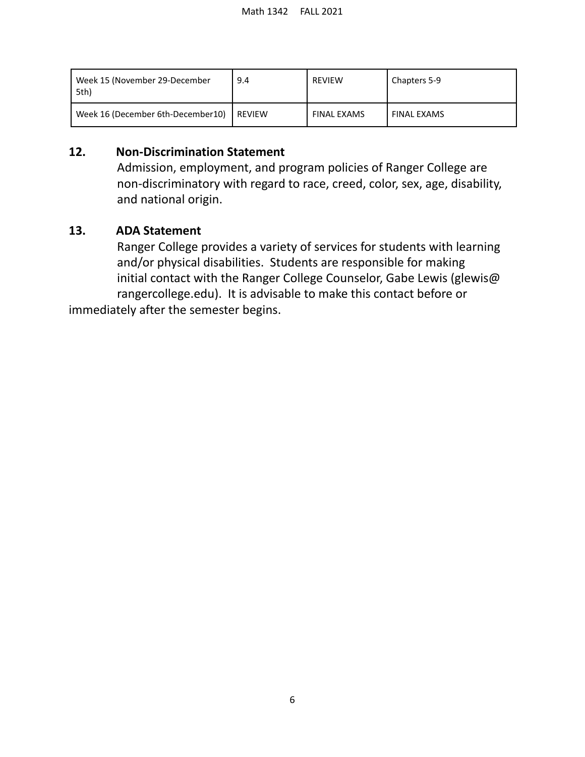| | | | |
|---|---|---|---|
| Week 15 (November 29-December 5th) | 9.4 | REVIEW | Chapters 5-9 |
| Week 16 (December 6th-December10) | REVIEW | FINAL EXAMS | FINAL EXAMS |

## 12. Non-Discrimination Statement

Admission, employment, and program policies of Ranger College are non-discriminatory with regard to race, creed, color, sex, age, disability, and national origin.

## 13. ADA Statement

Ranger College provides a variety of services for students with learning and/or physical disabilities. Students are responsible for making initial contact with the Ranger College Counselor, Gabe Lewis (glewis@ rangercollege.edu). It is advisable to make this contact before or immediately after the semester begins.